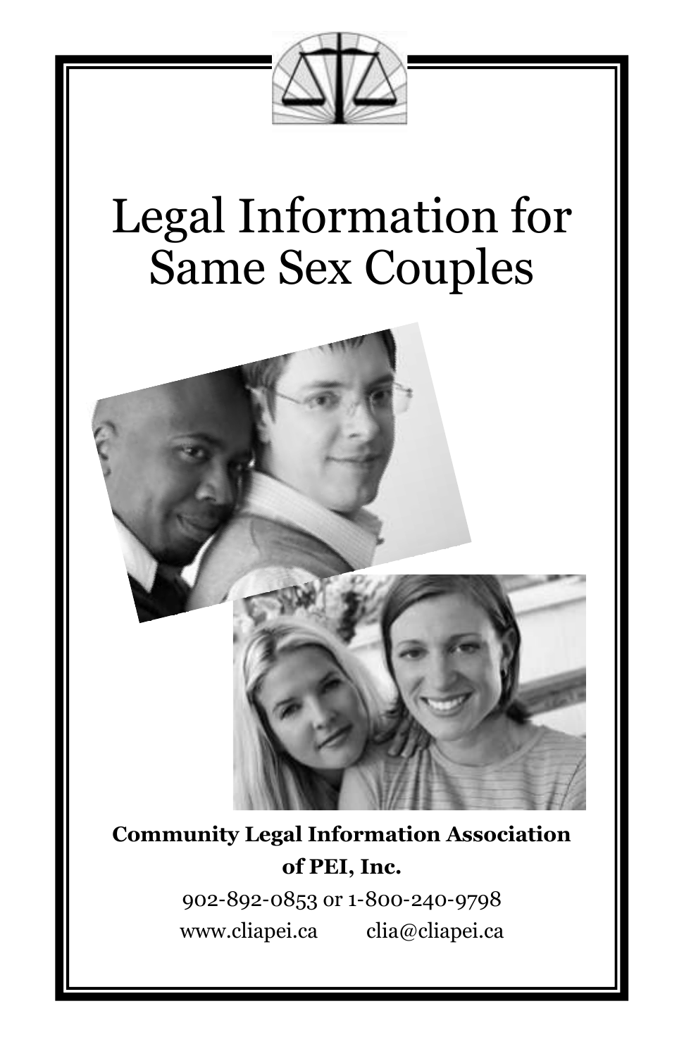# Legal Information for Same Sex Couples

**Community Legal Information Association of PEI, Inc.**

902-892-0853 or 1-800-240-9798

www.cliapei.ca clia@cliapei.ca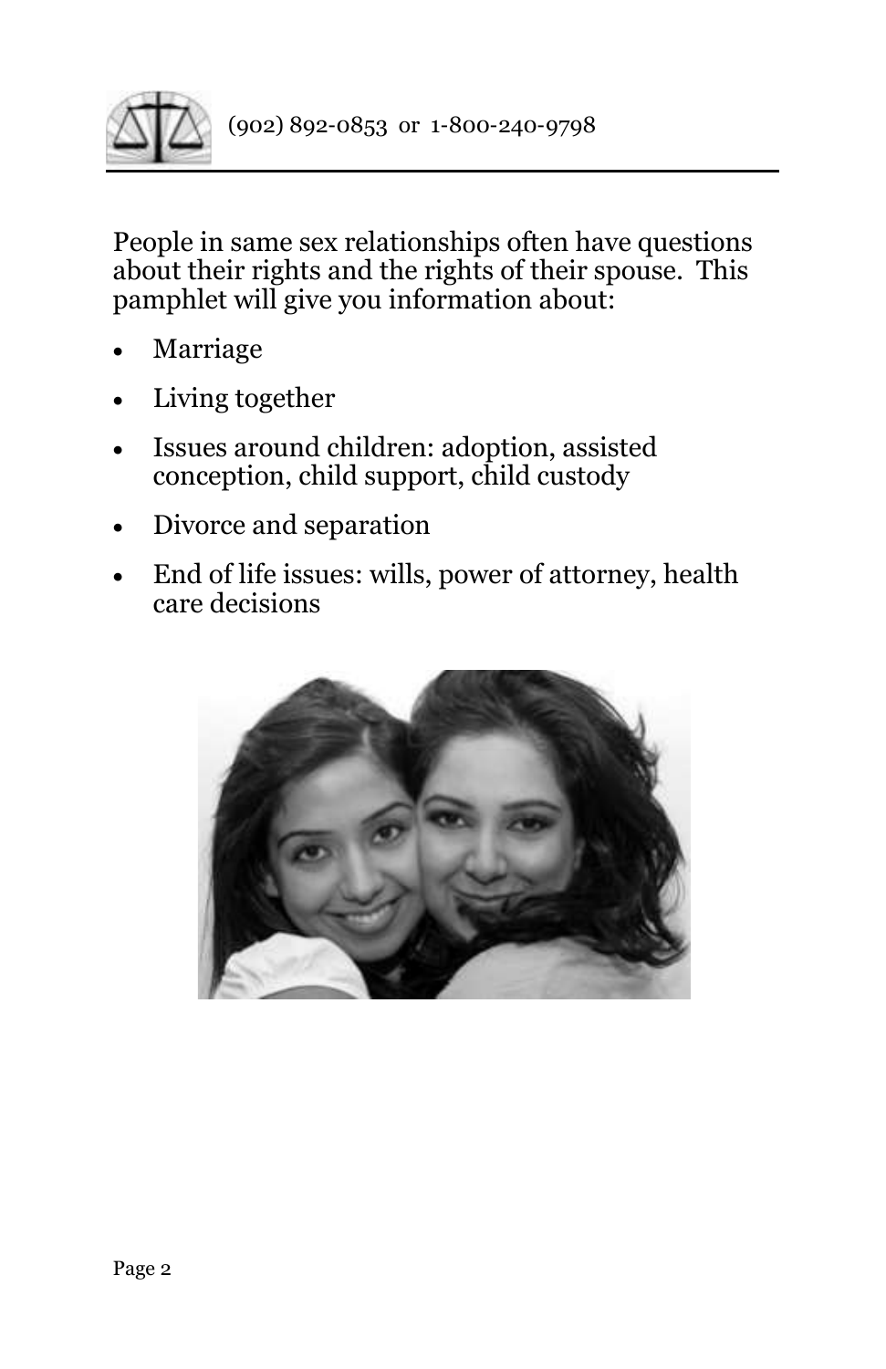People in same sex relationships often have questions about their rights and the rights of their spouse. This pamphlet will give you information about:

- Marriage
- Living together
- Issues around children: adoption, assisted conception, child support, child custody
- Divorce and separation
- End of life issues: wills, power of attorney, health care decisions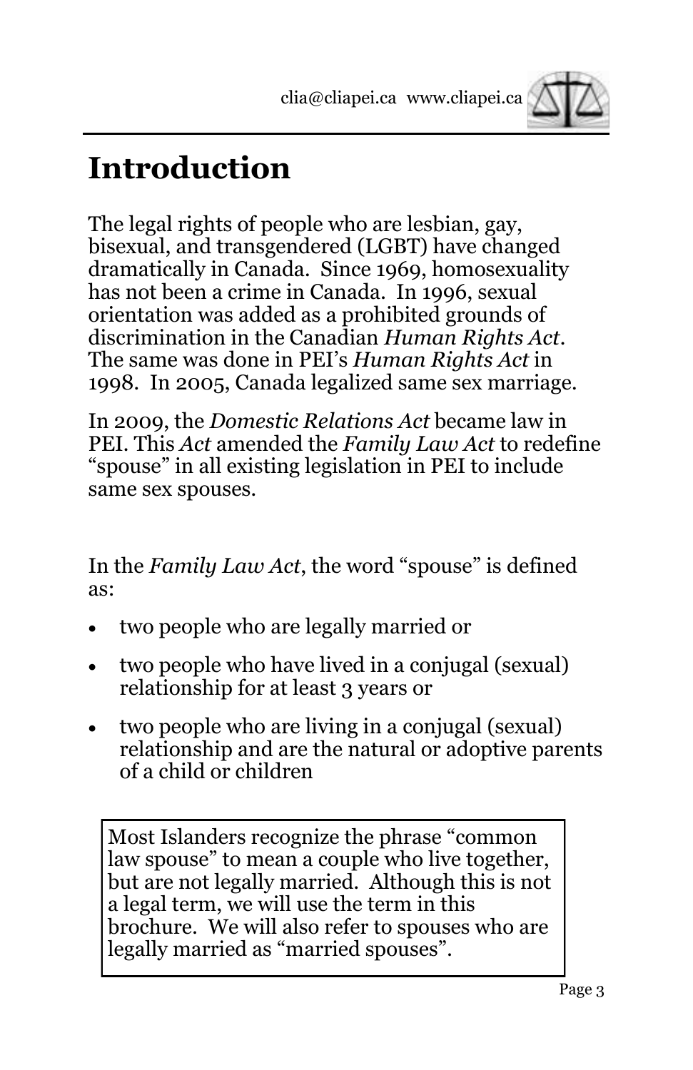# Introduction

The legal rights of people who are lesbian, gay, bisexual, and transgendered (LGBT) have changed dramatically in Canada. Since 1969, homosexuality has not been a crime in Canada. In 1996, sexual orientation was added as a prohibited grounds of discrimination in the Canadian *Human Rights Act*. The same was done in PEI's *Human Rights Act* in 1998. In 2005, Canada legalized same sex marriage.

In 2009, the *Domestic Relations Act* became law in PEI. This *Act* amended the *Family Law Act* to redefine "spouse" in all existing legislation in PEI to include same sex spouses.

In the *Family Law Act*, the word "spouse" is defined as:

- two people who are legally married or
- two people who have lived in a conjugal (sexual) relationship for at least 3 years or
- two people who are living in a conjugal (sexual) relationship and are the natural or adoptive parents of a child or children

> Most Islanders recognize the phrase "common law spouse" to mean a couple who live together, but are not legally married. Although this is not a legal term, we will use the term in this brochure. We will also refer to spouses who are legally married as "married spouses".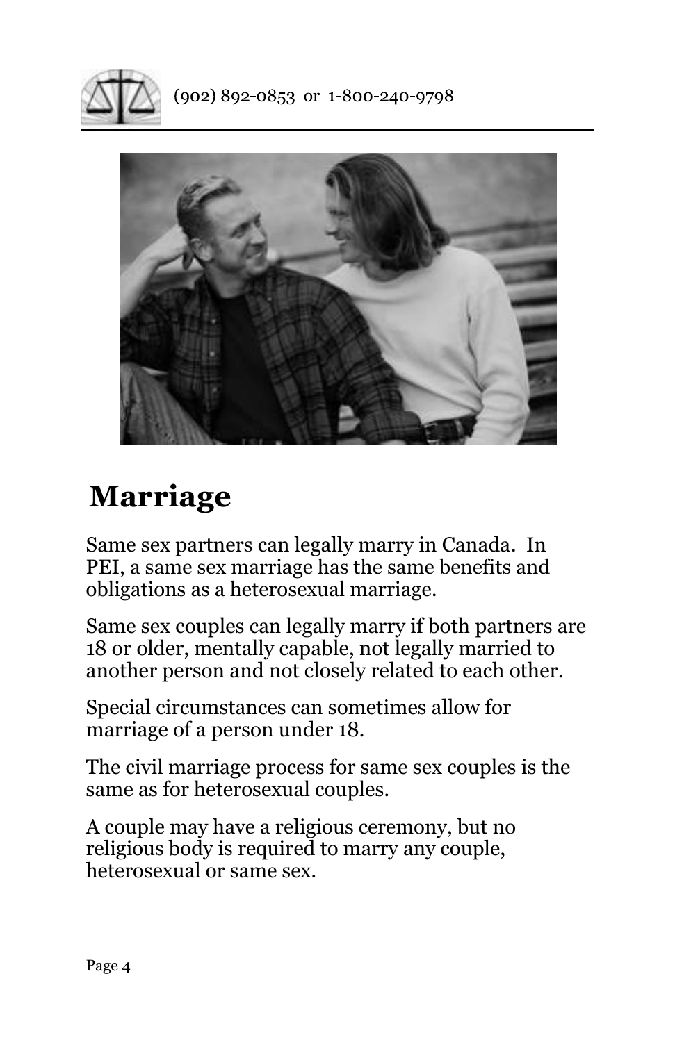# Marriage

Same sex partners can legally marry in Canada. In PEI, a same sex marriage has the same benefits and obligations as a heterosexual marriage.

Same sex couples can legally marry if both partners are 18 or older, mentally capable, not legally married to another person and not closely related to each other.

Special circumstances can sometimes allow for marriage of a person under 18.

The civil marriage process for same sex couples is the same as for heterosexual couples.

A couple may have a religious ceremony, but no religious body is required to marry any couple, heterosexual or same sex.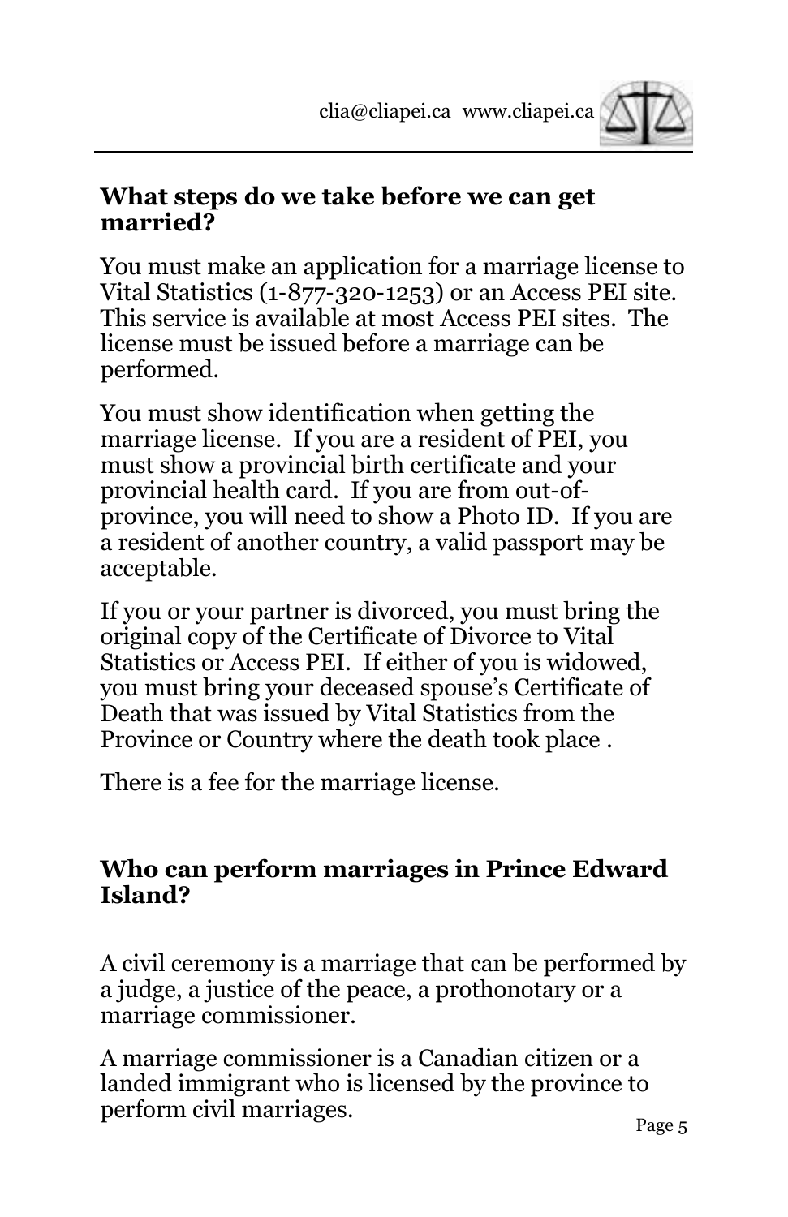## What steps do we take before we can get married?

You must make an application for a marriage license to Vital Statistics (1-877-320-1253) or an Access PEI site. This service is available at most Access PEI sites. The license must be issued before a marriage can be performed.

You must show identification when getting the marriage license. If you are a resident of PEI, you must show a provincial birth certificate and your provincial health card. If you are from out-of-province, you will need to show a Photo ID. If you are a resident of another country, a valid passport may be acceptable.

If you or your partner is divorced, you must bring the original copy of the Certificate of Divorce to Vital Statistics or Access PEI. If either of you is widowed, you must bring your deceased spouse's Certificate of Death that was issued by Vital Statistics from the Province or Country where the death took place .

There is a fee for the marriage license.

## Who can perform marriages in Prince Edward Island?

A civil ceremony is a marriage that can be performed by a judge, a justice of the peace, a prothonotary or a marriage commissioner.

A marriage commissioner is a Canadian citizen or a landed immigrant who is licensed by the province to perform civil marriages.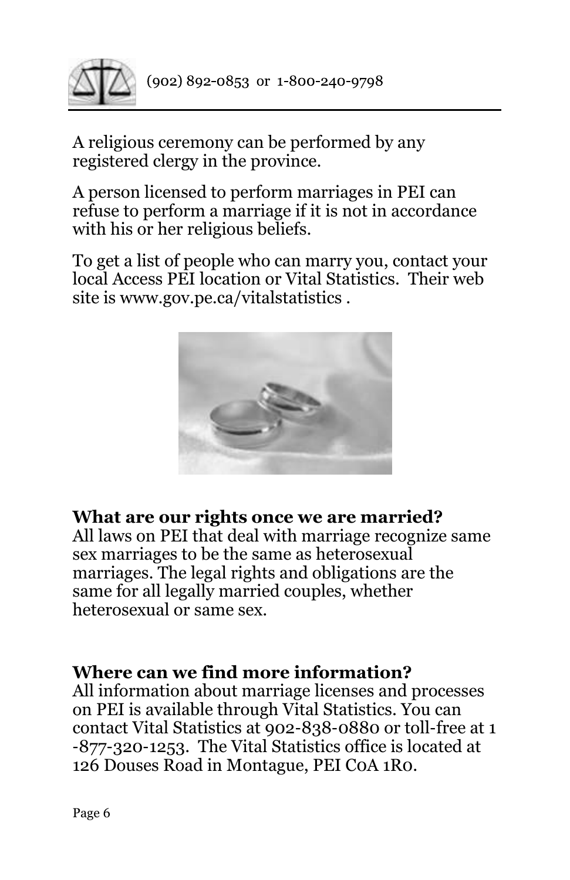A religious ceremony can be performed by any registered clergy in the province.

A person licensed to perform marriages in PEI can refuse to perform a marriage if it is not in accordance with his or her religious beliefs.

To get a list of people who can marry you, contact your local Access PEI location or Vital Statistics. Their web site is www.gov.pe.ca/vitalstatistics .

**What are our rights once we are married?**
All laws on PEI that deal with marriage recognize same sex marriages to be the same as heterosexual marriages. The legal rights and obligations are the same for all legally married couples, whether heterosexual or same sex.

**Where can we find more information?**
All information about marriage licenses and processes on PEI is available through Vital Statistics. You can contact Vital Statistics at 902-838-0880 or toll-free at 1-877-320-1253. The Vital Statistics office is located at 126 Douses Road in Montague, PEI C0A 1R0.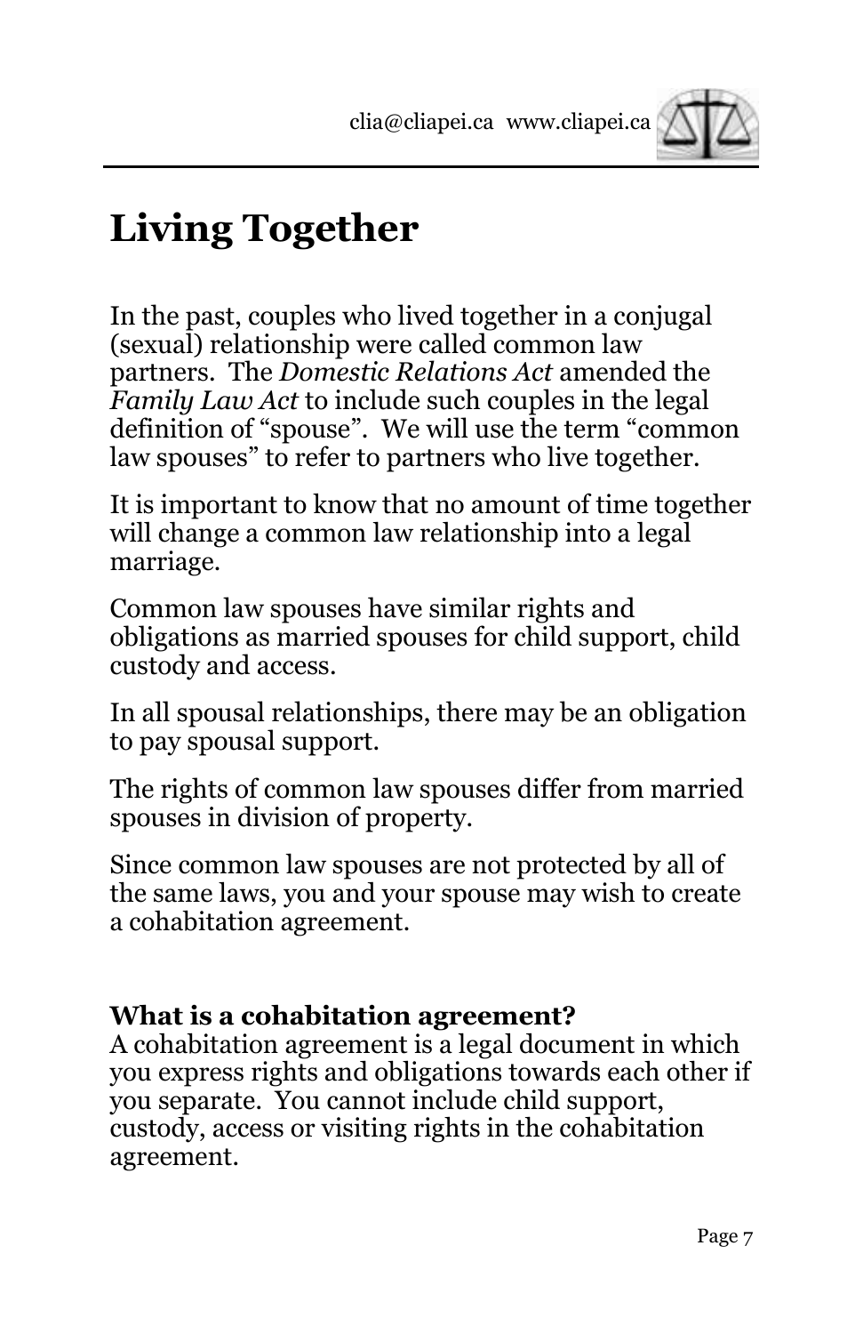# Living Together

In the past, couples who lived together in a conjugal (sexual) relationship were called common law partners. The *Domestic Relations Act* amended the *Family Law Act* to include such couples in the legal definition of "spouse". We will use the term "common law spouses" to refer to partners who live together.

It is important to know that no amount of time together will change a common law relationship into a legal marriage.

Common law spouses have similar rights and obligations as married spouses for child support, child custody and access.

In all spousal relationships, there may be an obligation to pay spousal support.

The rights of common law spouses differ from married spouses in division of property.

Since common law spouses are not protected by all of the same laws, you and your spouse may wish to create a cohabitation agreement.

**What is a cohabitation agreement?**

A cohabitation agreement is a legal document in which you express rights and obligations towards each other if you separate. You cannot include child support, custody, access or visiting rights in the cohabitation agreement.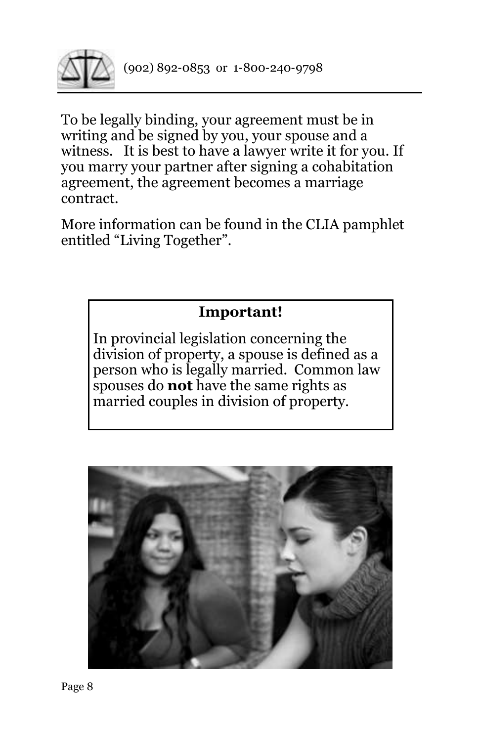To be legally binding, your agreement must be in writing and be signed by you, your spouse and a witness. It is best to have a lawyer write it for you. If you marry your partner after signing a cohabitation agreement, the agreement becomes a marriage contract.

More information can be found in the CLIA pamphlet entitled “Living Together”.

> **Important!**
>
> In provincial legislation concerning the division of property, a spouse is defined as a person who is legally married. Common law spouses do **not** have the same rights as married couples in division of property.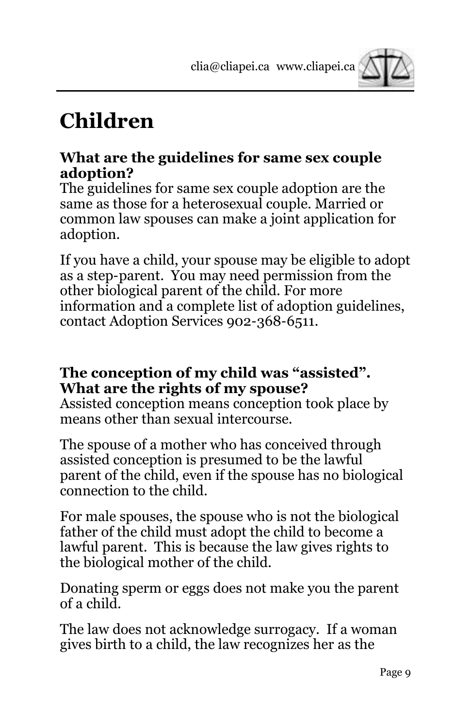# Children

**What are the guidelines for same sex couple adoption?**

The guidelines for same sex couple adoption are the same as those for a heterosexual couple. Married or common law spouses can make a joint application for adoption.

If you have a child, your spouse may be eligible to adopt as a step-parent. You may need permission from the other biological parent of the child. For more information and a complete list of adoption guidelines, contact Adoption Services 902-368-6511.

**The conception of my child was "assisted". What are the rights of my spouse?**

Assisted conception means conception took place by means other than sexual intercourse.

The spouse of a mother who has conceived through assisted conception is presumed to be the lawful parent of the child, even if the spouse has no biological connection to the child.

For male spouses, the spouse who is not the biological father of the child must adopt the child to become a lawful parent. This is because the law gives rights to the biological mother of the child.

Donating sperm or eggs does not make you the parent of a child.

The law does not acknowledge surrogacy. If a woman gives birth to a child, the law recognizes her as the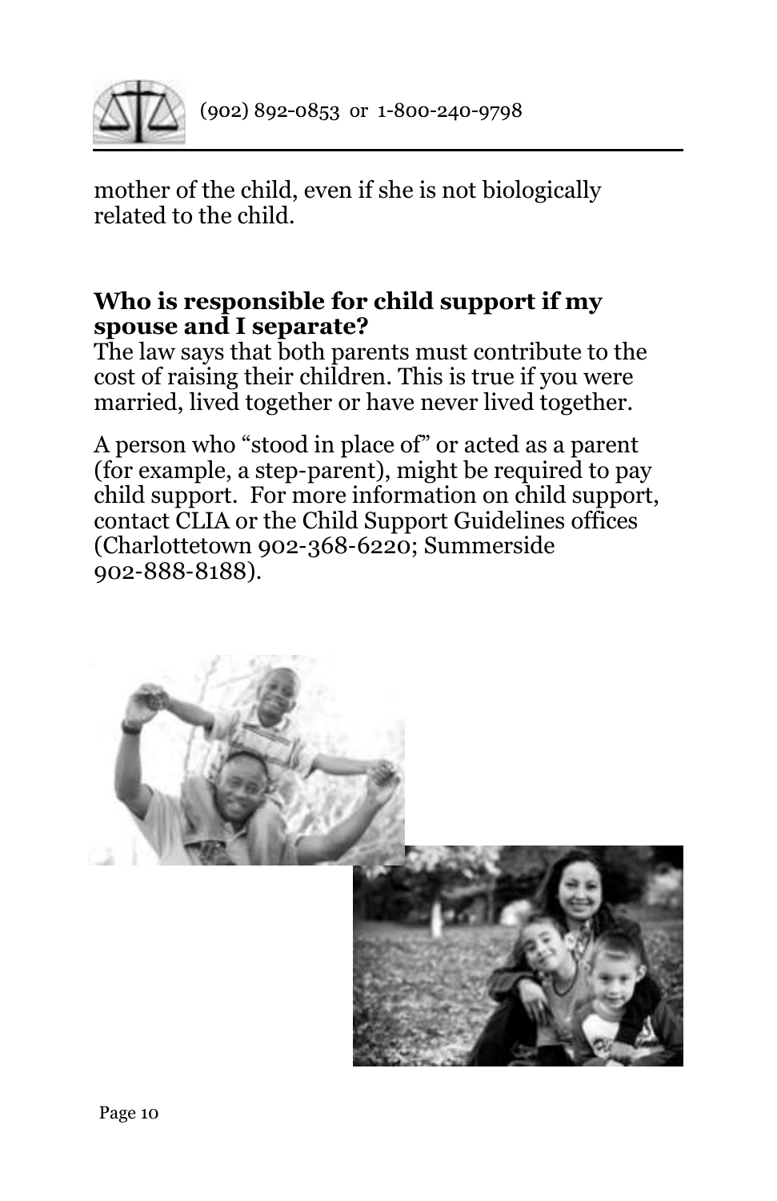mother of the child, even if she is not biologically related to the child.

**Who is responsible for child support if my spouse and I separate?**

The law says that both parents must contribute to the cost of raising their children. This is true if you were married, lived together or have never lived together.

A person who "stood in place of" or acted as a parent (for example, a step-parent), might be required to pay child support. For more information on child support, contact CLIA or the Child Support Guidelines offices (Charlottetown 902-368-6220; Summerside 902-888-8188).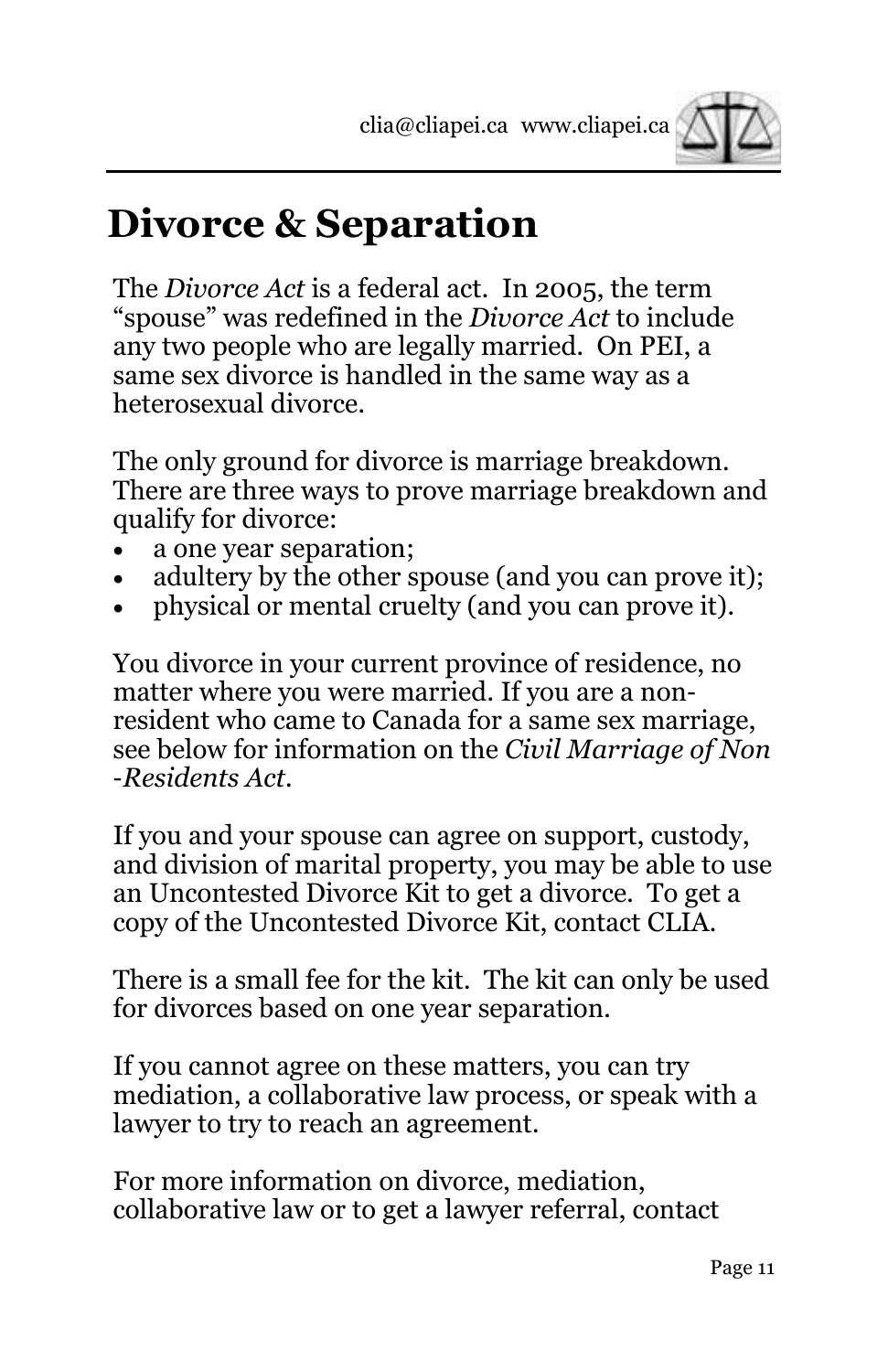# Divorce & Separation

The *Divorce Act* is a federal act. In 2005, the term "spouse" was redefined in the *Divorce Act* to include any two people who are legally married. On PEI, a same sex divorce is handled in the same way as a heterosexual divorce.

The only ground for divorce is marriage breakdown. There are three ways to prove marriage breakdown and qualify for divorce:

- a one year separation;
- adultery by the other spouse (and you can prove it);
- physical or mental cruelty (and you can prove it).

You divorce in your current province of residence, no matter where you were married. If you are a non-resident who came to Canada for a same sex marriage, see below for information on the *Civil Marriage of Non-Residents Act*.

If you and your spouse can agree on support, custody, and division of marital property, you may be able to use an Uncontested Divorce Kit to get a divorce. To get a copy of the Uncontested Divorce Kit, contact CLIA.

There is a small fee for the kit. The kit can only be used for divorces based on one year separation.

If you cannot agree on these matters, you can try mediation, a collaborative law process, or speak with a lawyer to try to reach an agreement.

For more information on divorce, mediation, collaborative law or to get a lawyer referral, contact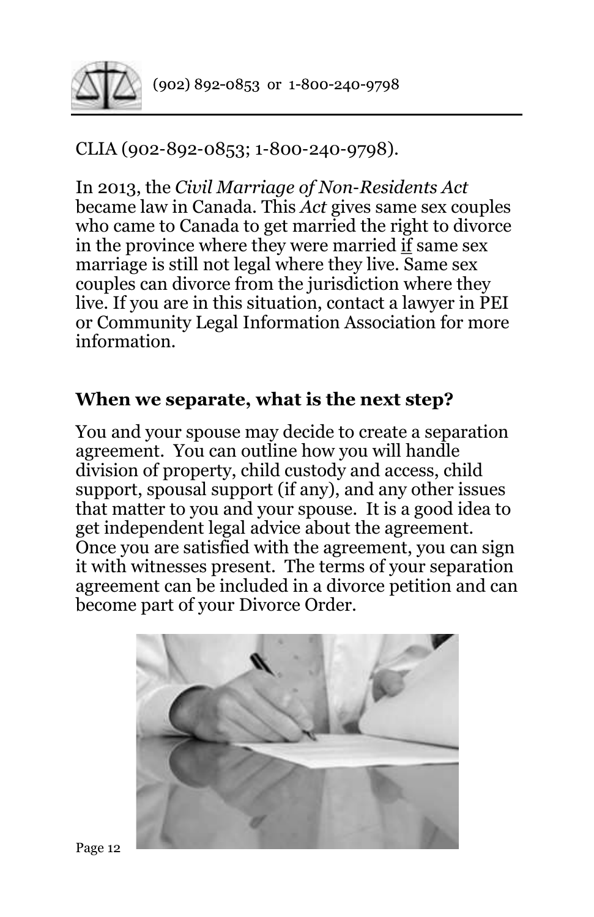CLIA (902-892-0853; 1-800-240-9798).

In 2013, the *Civil Marriage of Non-Residents Act* became law in Canada. This *Act* gives same sex couples who came to Canada to get married the right to divorce in the province where they were married if same sex marriage is still not legal where they live. Same sex couples can divorce from the jurisdiction where they live. If you are in this situation, contact a lawyer in PEI or Community Legal Information Association for more information.

## When we separate, what is the next step?

You and your spouse may decide to create a separation agreement. You can outline how you will handle division of property, child custody and access, child support, spousal support (if any), and any other issues that matter to you and your spouse. It is a good idea to get independent legal advice about the agreement. Once you are satisfied with the agreement, you can sign it with witnesses present. The terms of your separation agreement can be included in a divorce petition and can become part of your Divorce Order.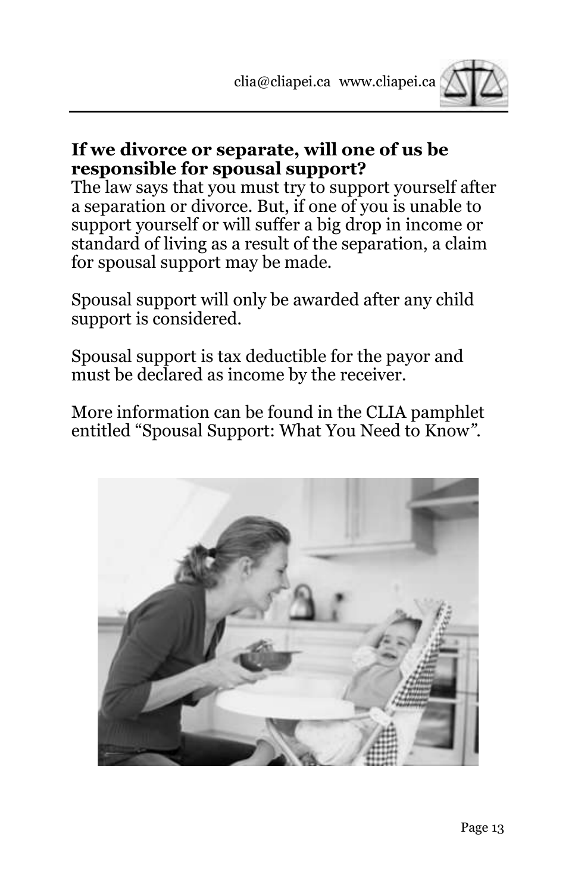## If we divorce or separate, will one of us be responsible for spousal support?

The law says that you must try to support yourself after a separation or divorce. But, if one of you is unable to support yourself or will suffer a big drop in income or standard of living as a result of the separation, a claim for spousal support may be made.

Spousal support will only be awarded after any child support is considered.

Spousal support is tax deductible for the payor and must be declared as income by the receiver.

More information can be found in the CLIA pamphlet entitled "Spousal Support: What You Need to Know".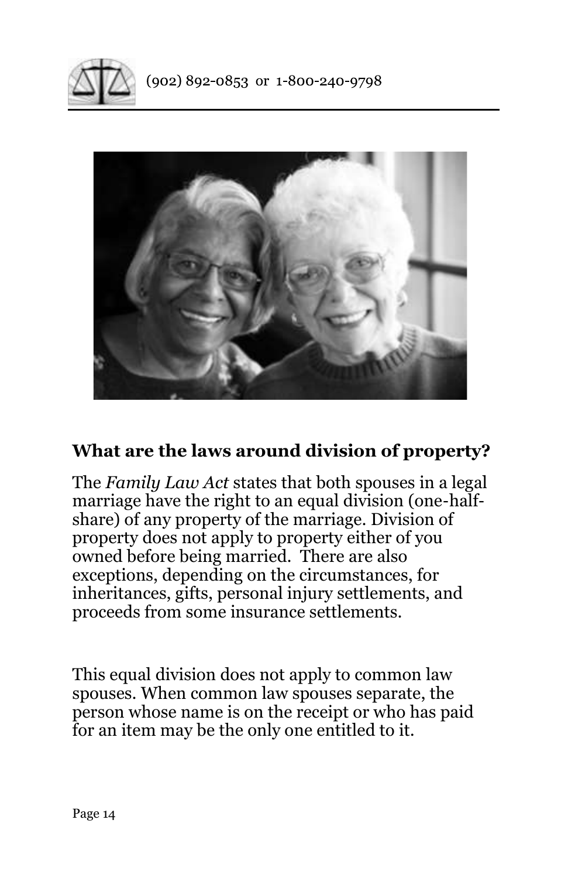## What are the laws around division of property?

The *Family Law Act* states that both spouses in a legal marriage have the right to an equal division (one-half-share) of any property of the marriage. Division of property does not apply to property either of you owned before being married. There are also exceptions, depending on the circumstances, for inheritances, gifts, personal injury settlements, and proceeds from some insurance settlements.

This equal division does not apply to common law spouses. When common law spouses separate, the person whose name is on the receipt or who has paid for an item may be the only one entitled to it.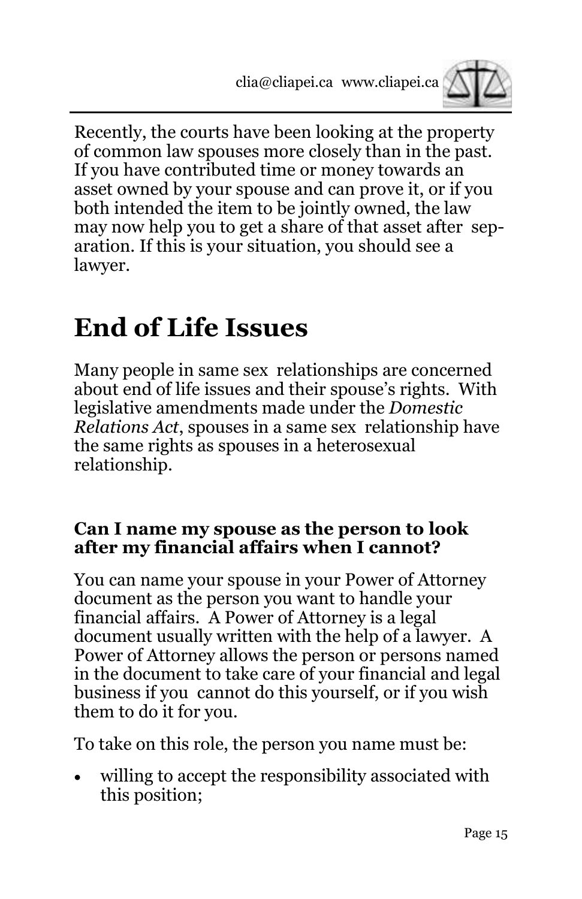Recently, the courts have been looking at the property of common law spouses more closely than in the past. If you have contributed time or money towards an asset owned by your spouse and can prove it, or if you both intended the item to be jointly owned, the law may now help you to get a share of that asset after separation. If this is your situation, you should see a lawyer.

# End of Life Issues

Many people in same sex relationships are concerned about end of life issues and their spouse's rights. With legislative amendments made under the *Domestic Relations Act*, spouses in a same sex relationship have the same rights as spouses in a heterosexual relationship.

### Can I name my spouse as the person to look after my financial affairs when I cannot?

You can name your spouse in your Power of Attorney document as the person you want to handle your financial affairs. A Power of Attorney is a legal document usually written with the help of a lawyer. A Power of Attorney allows the person or persons named in the document to take care of your financial and legal business if you cannot do this yourself, or if you wish them to do it for you.

To take on this role, the person you name must be:

- willing to accept the responsibility associated with this position;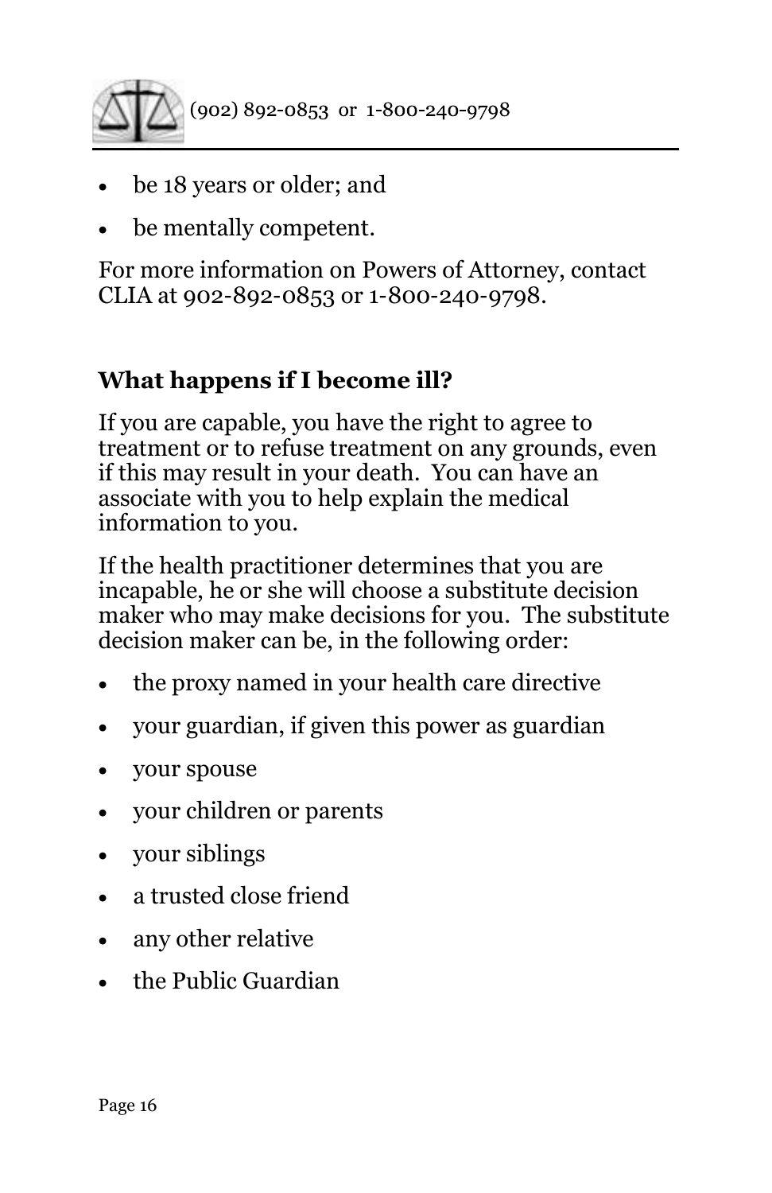- be 18 years or older; and
- be mentally competent.

For more information on Powers of Attorney, contact CLIA at 902-892-0853 or 1-800-240-9798.

## What happens if I become ill?

If you are capable, you have the right to agree to treatment or to refuse treatment on any grounds, even if this may result in your death. You can have an associate with you to help explain the medical information to you.

If the health practitioner determines that you are incapable, he or she will choose a substitute decision maker who may make decisions for you. The substitute decision maker can be, in the following order:

- the proxy named in your health care directive
- your guardian, if given this power as guardian
- your spouse
- your children or parents
- your siblings
- a trusted close friend
- any other relative
- the Public Guardian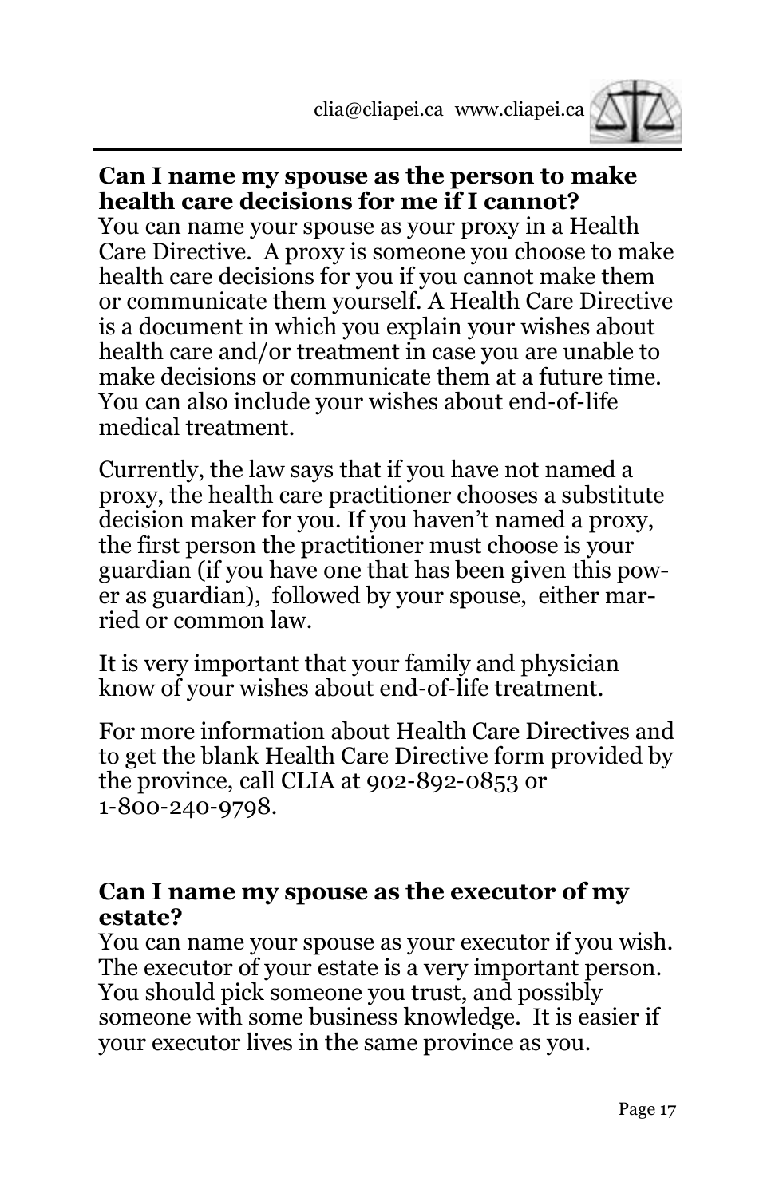**Can I name my spouse as the person to make health care decisions for me if I cannot?**

You can name your spouse as your proxy in a Health Care Directive. A proxy is someone you choose to make health care decisions for you if you cannot make them or communicate them yourself. A Health Care Directive is a document in which you explain your wishes about health care and/or treatment in case you are unable to make decisions or communicate them at a future time. You can also include your wishes about end-of-life medical treatment.

Currently, the law says that if you have not named a proxy, the health care practitioner chooses a substitute decision maker for you. If you haven't named a proxy, the first person the practitioner must choose is your guardian (if you have one that has been given this power as guardian), followed by your spouse, either married or common law.

It is very important that your family and physician know of your wishes about end-of-life treatment.

For more information about Health Care Directives and to get the blank Health Care Directive form provided by the province, call CLIA at 902-892-0853 or 1-800-240-9798.

**Can I name my spouse as the executor of my estate?**

You can name your spouse as your executor if you wish. The executor of your estate is a very important person. You should pick someone you trust, and possibly someone with some business knowledge. It is easier if your executor lives in the same province as you.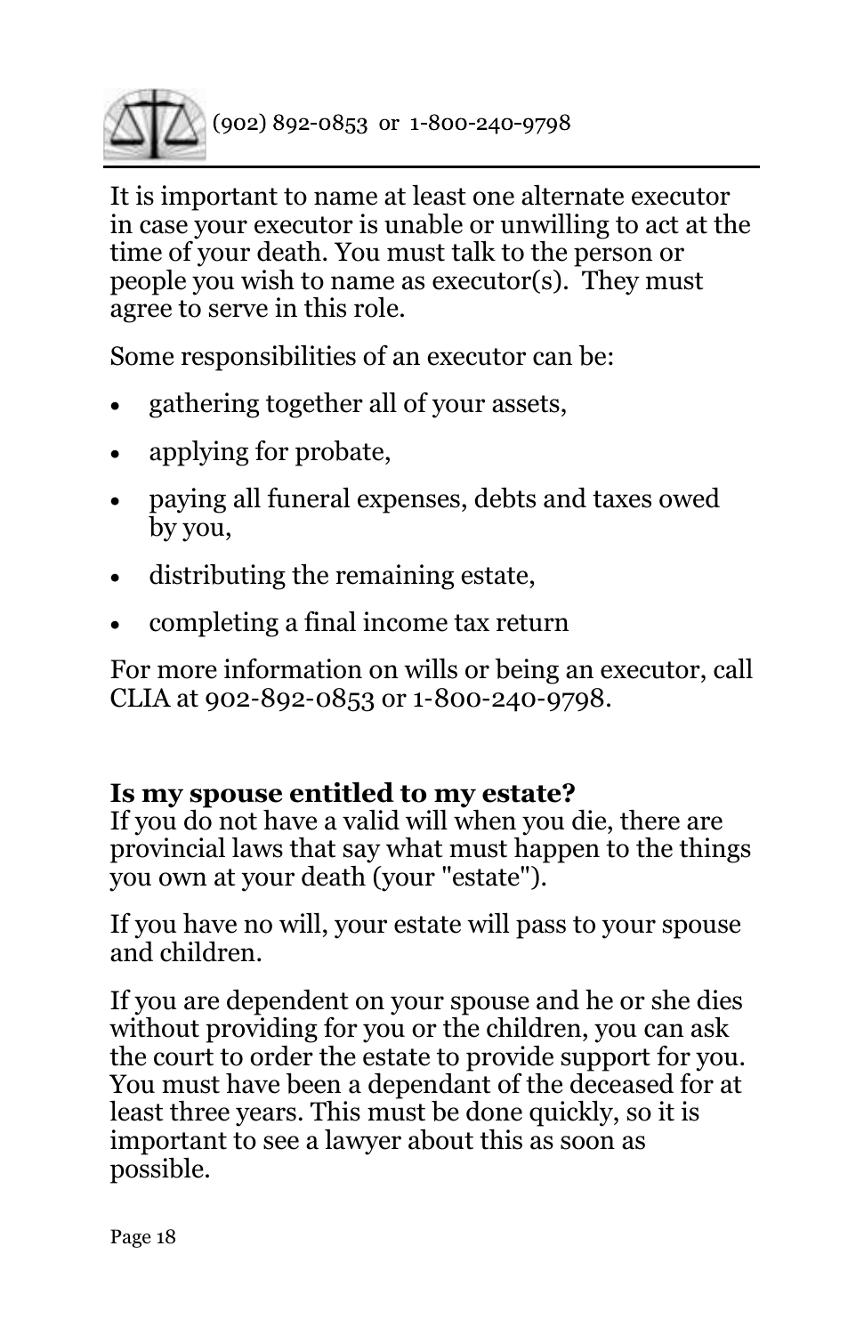It is important to name at least one alternate executor in case your executor is unable or unwilling to act at the time of your death. You must talk to the person or people you wish to name as executor(s). They must agree to serve in this role.

Some responsibilities of an executor can be:

- gathering together all of your assets,
- applying for probate,
- paying all funeral expenses, debts and taxes owed by you,
- distributing the remaining estate,
- completing a final income tax return

For more information on wills or being an executor, call CLIA at 902-892-0853 or 1-800-240-9798.

**Is my spouse entitled to my estate?**

If you do not have a valid will when you die, there are provincial laws that say what must happen to the things you own at your death (your "estate").

If you have no will, your estate will pass to your spouse and children.

If you are dependent on your spouse and he or she dies without providing for you or the children, you can ask the court to order the estate to provide support for you. You must have been a dependant of the deceased for at least three years. This must be done quickly, so it is important to see a lawyer about this as soon as possible.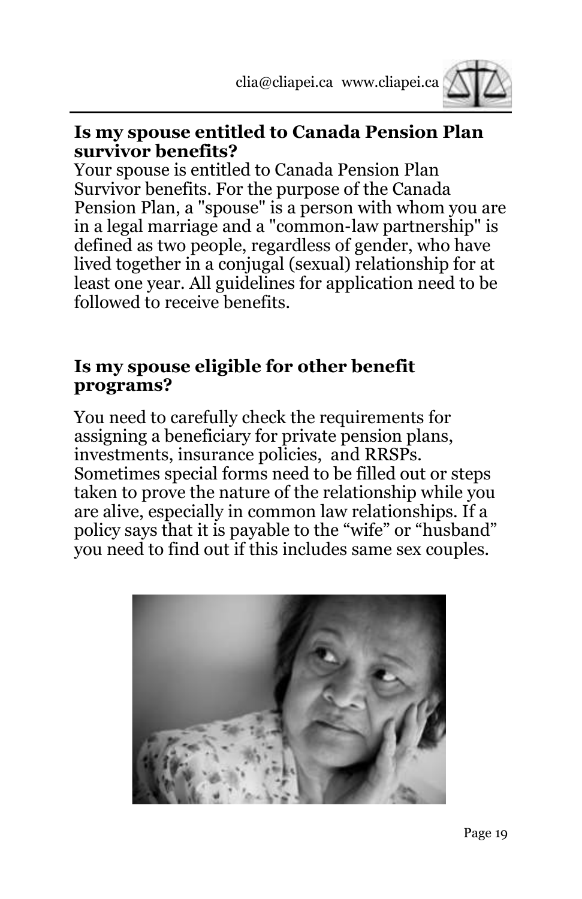## Is my spouse entitled to Canada Pension Plan survivor benefits?

Your spouse is entitled to Canada Pension Plan Survivor benefits. For the purpose of the Canada Pension Plan, a "spouse" is a person with whom you are in a legal marriage and a "common-law partnership" is defined as two people, regardless of gender, who have lived together in a conjugal (sexual) relationship for at least one year. All guidelines for application need to be followed to receive benefits.

## Is my spouse eligible for other benefit programs?

You need to carefully check the requirements for assigning a beneficiary for private pension plans, investments, insurance policies, and RRSPs. Sometimes special forms need to be filled out or steps taken to prove the nature of the relationship while you are alive, especially in common law relationships. If a policy says that it is payable to the "wife" or "husband" you need to find out if this includes same sex couples.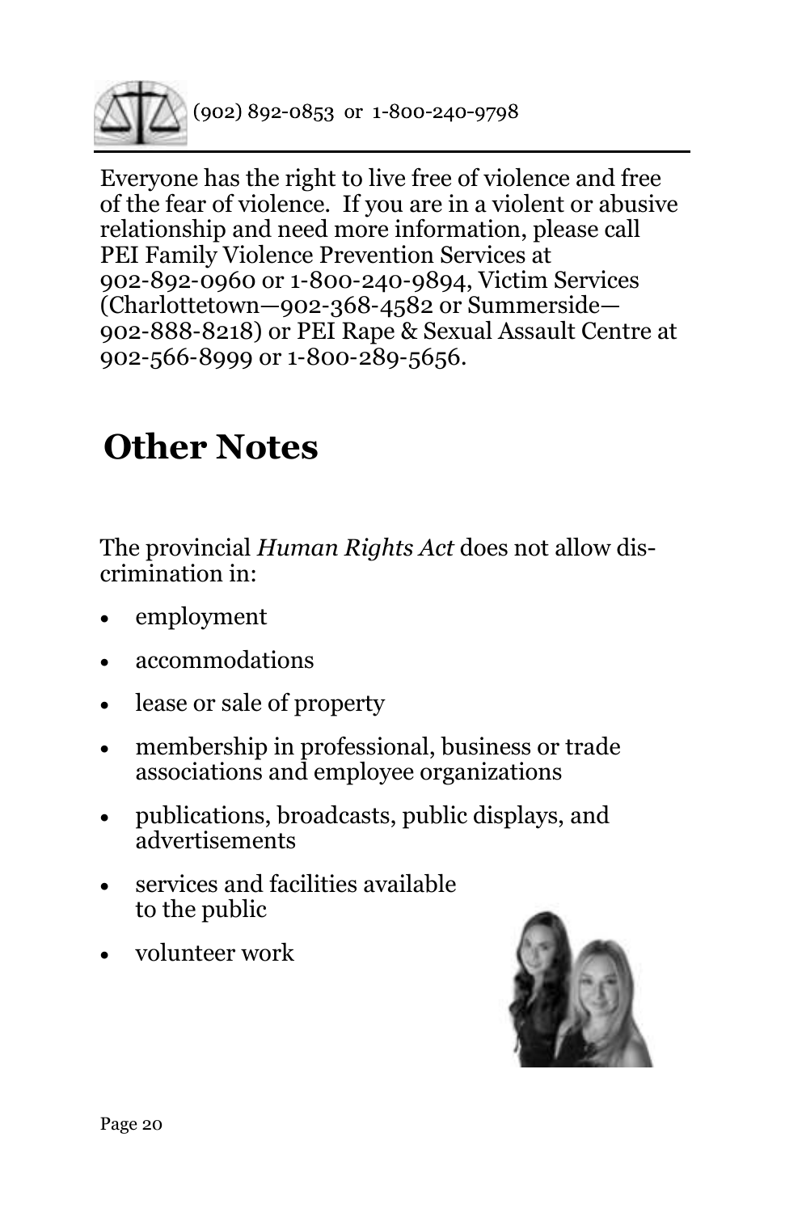Everyone has the right to live free of violence and free of the fear of violence. If you are in a violent or abusive relationship and need more information, please call PEI Family Violence Prevention Services at 902-892-0960 or 1-800-240-9894, Victim Services (Charlottetown—902-368-4582 or Summerside—902-888-8218) or PEI Rape & Sexual Assault Centre at 902-566-8999 or 1-800-289-5656.

# Other Notes

The provincial *Human Rights Act* does not allow discrimination in:

- employment
- accommodations
- lease or sale of property
- membership in professional, business or trade associations and employee organizations
- publications, broadcasts, public displays, and advertisements
- services and facilities available to the public
- volunteer work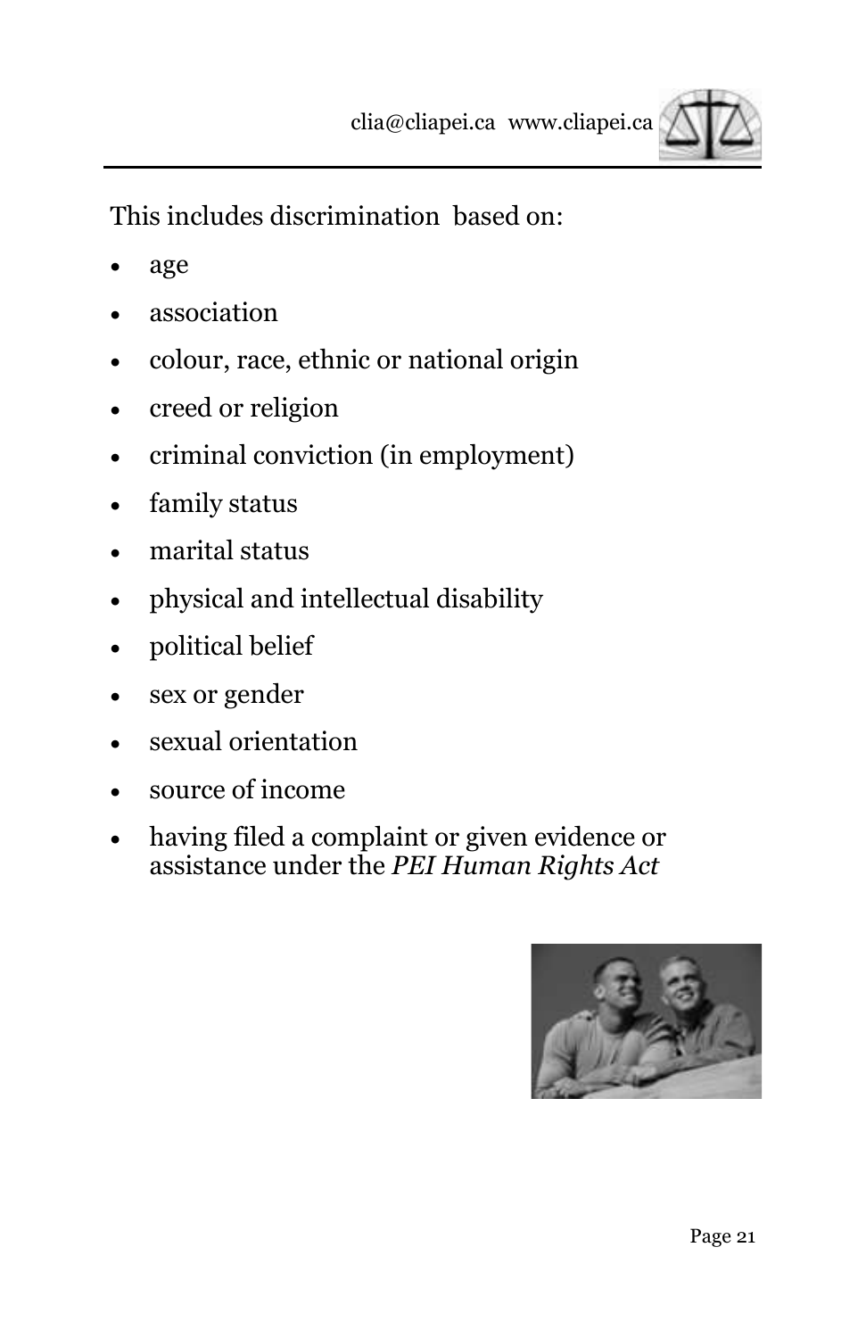This includes discrimination based on:

- age
- association
- colour, race, ethnic or national origin
- creed or religion
- criminal conviction (in employment)
- family status
- marital status
- physical and intellectual disability
- political belief
- sex or gender
- sexual orientation
- source of income
- having filed a complaint or given evidence or assistance under the *PEI Human Rights Act*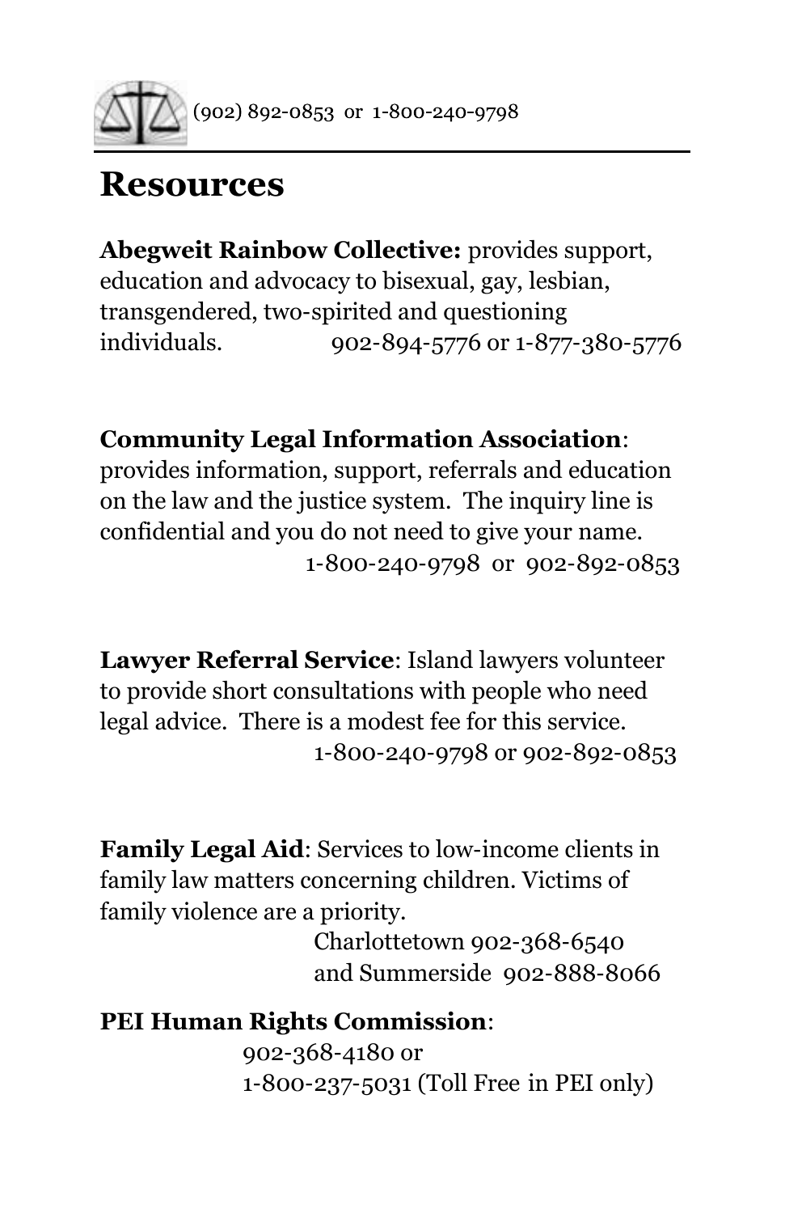# Resources

**Abegweit Rainbow Collective:** provides support, education and advocacy to bisexual, gay, lesbian, transgendered, two-spirited and questioning individuals. 902-894-5776 or 1-877-380-5776

**Community Legal Information Association**: provides information, support, referrals and education on the law and the justice system. The inquiry line is confidential and you do not need to give your name.
1-800-240-9798 or 902-892-0853

**Lawyer Referral Service**: Island lawyers volunteer to provide short consultations with people who need legal advice. There is a modest fee for this service.
1-800-240-9798 or 902-892-0853

**Family Legal Aid**: Services to low-income clients in family law matters concerning children. Victims of family violence are a priority.
Charlottetown 902-368-6540
and Summerside 902-888-8066

**PEI Human Rights Commission**:
902-368-4180 or
1-800-237-5031 (Toll Free in PEI only)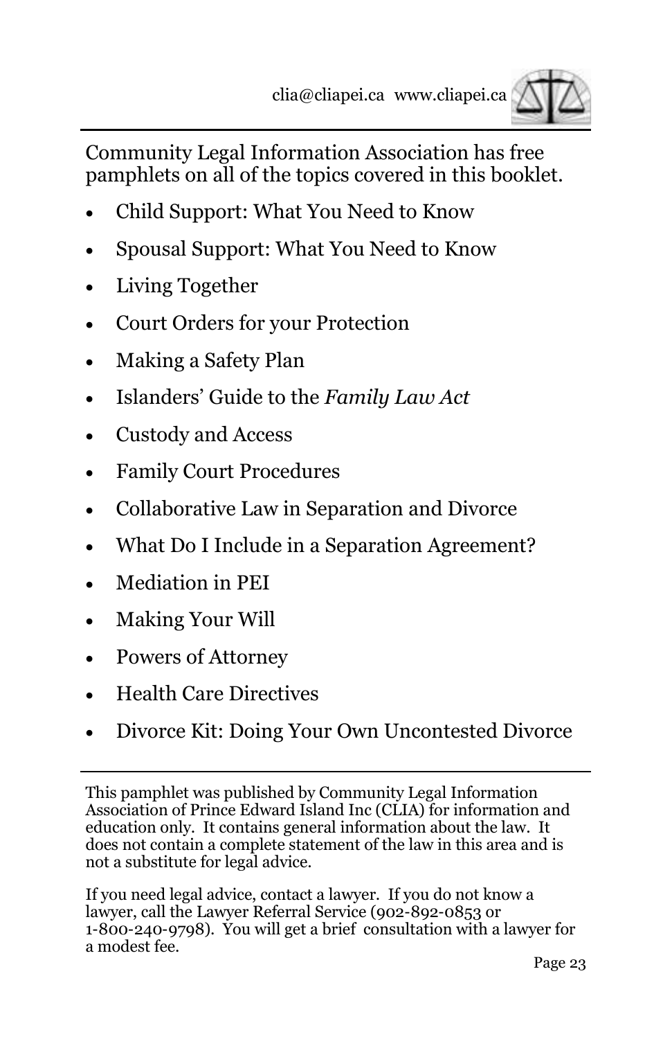clia@cliapei.ca www.cliapei.ca

Community Legal Information Association has free pamphlets on all of the topics covered in this booklet.

- Child Support: What You Need to Know
- Spousal Support: What You Need to Know
- Living Together
- Court Orders for your Protection
- Making a Safety Plan
- Islanders' Guide to the *Family Law Act*
- Custody and Access
- Family Court Procedures
- Collaborative Law in Separation and Divorce
- What Do I Include in a Separation Agreement?
- Mediation in PEI
- Making Your Will
- Powers of Attorney
- Health Care Directives
- Divorce Kit: Doing Your Own Uncontested Divorce

---

This pamphlet was published by Community Legal Information Association of Prince Edward Island Inc (CLIA) for information and education only. It contains general information about the law. It does not contain a complete statement of the law in this area and is not a substitute for legal advice.

If you need legal advice, contact a lawyer. If you do not know a lawyer, call the Lawyer Referral Service (902-892-0853 or 1-800-240-9798). You will get a brief consultation with a lawyer for a modest fee.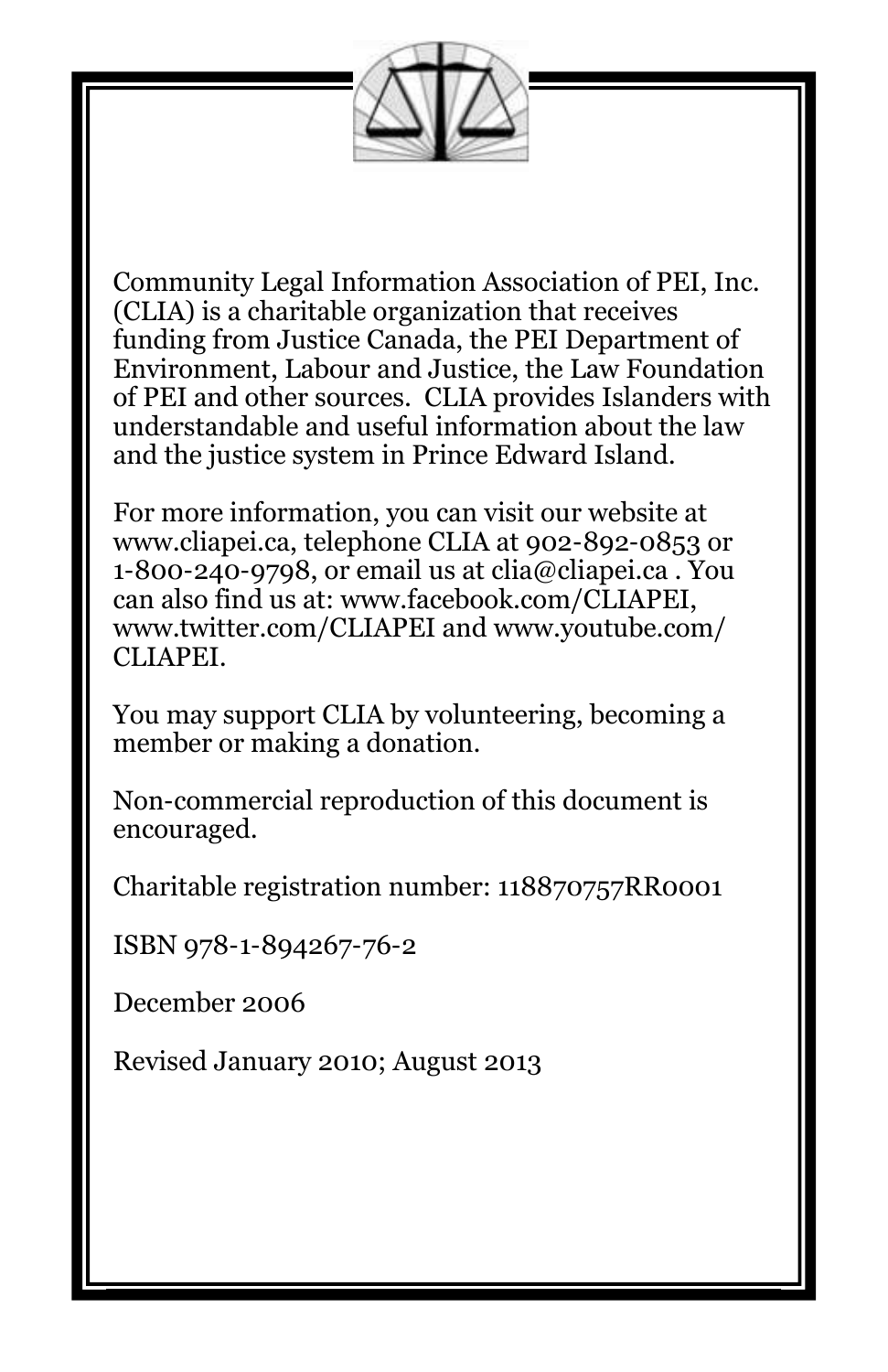Community Legal Information Association of PEI, Inc. (CLIA) is a charitable organization that receives funding from Justice Canada, the PEI Department of Environment, Labour and Justice, the Law Foundation of PEI and other sources. CLIA provides Islanders with understandable and useful information about the law and the justice system in Prince Edward Island.

For more information, you can visit our website at www.cliapei.ca, telephone CLIA at 902-892-0853 or 1-800-240-9798, or email us at clia@cliapei.ca . You can also find us at: www.facebook.com/CLIAPEI, www.twitter.com/CLIAPEI and www.youtube.com/CLIAPEI.

You may support CLIA by volunteering, becoming a member or making a donation.

Non-commercial reproduction of this document is encouraged.

Charitable registration number: 118870757RR0001

ISBN 978-1-894267-76-2

December 2006

Revised January 2010; August 2013